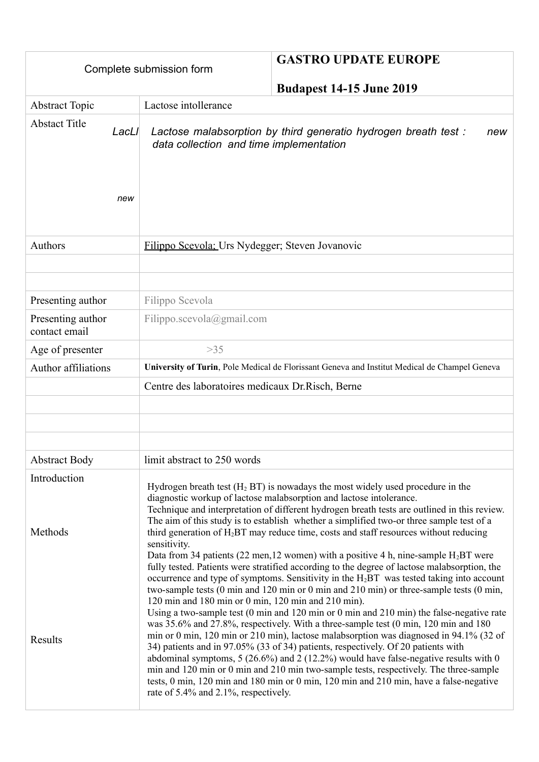| Complete submission form | **GASTRO UPDATE EUROPE** <br><br> **Budapest 14-15 June 2019** |
|---|---|
| Abstract Topic | Lactose intollerance |
| Abstact Title *LacLl* <br><br> *new* | *Lactose malabsorption by third generatio hydrogen breath test : new data collection and time implementation* |
| Authors | Filippo Scevola; Urs Nydegger; Steven Jovanovic |
| | |
| | |
| Presenting author | Filippo Scevola |
| Presenting author contact email | Filippo.scevola@gmail.com |
| Age of presenter | >35 |
| Author affiliations | **University of Turin**, Pole Medical de Florissant Geneva and Institut Medical de Champel Geneva |
| | Centre des laboratoires medicaux Dr.Risch, Berne |
| | |
| | |
| | |
| Abstract Body | limit abstract to 250 words |

**Introduction**

Hydrogen breath test ($H_2$ BT) is nowadays the most widely used procedure in the diagnostic workup of lactose malabsorption and lactose intolerance.
Technique and interpretation of different hydrogen breath tests are outlined in this review.
The aim of this study is to establish whether a simplified two-or three sample test of a third generation of $H_2$BT may reduce time, costs and staff resources without reducing sensitivity.

**Methods**

Data from 34 patients (22 men,12 women) with a positive 4 h, nine-sample $H_2$BT were fully tested. Patients were stratified according to the degree of lactose malabsorption, the occurrence and type of symptoms. Sensitivity in the $H_2$BT was tested taking into account two-sample tests (0 min and 120 min or 0 min and 210 min) or three-sample tests (0 min, 120 min and 180 min or 0 min, 120 min and 210 min).

**Results**

Using a two-sample test (0 min and 120 min or 0 min and 210 min) the false-negative rate was 35.6% and 27.8%, respectively. With a three-sample test (0 min, 120 min and 180 min or 0 min, 120 min or 210 min), lactose malabsorption was diagnosed in 94.1% (32 of 34) patients and in 97.05% (33 of 34) patients, respectively. Of 20 patients with abdominal symptoms, 5 (26.6%) and 2 (12.2%) would have false-negative results with 0 min and 120 min or 0 min and 210 min two-sample tests, respectively. The three-sample tests, 0 min, 120 min and 180 min or 0 min, 120 min and 210 min, have a false-negative rate of 5.4% and 2.1%, respectively.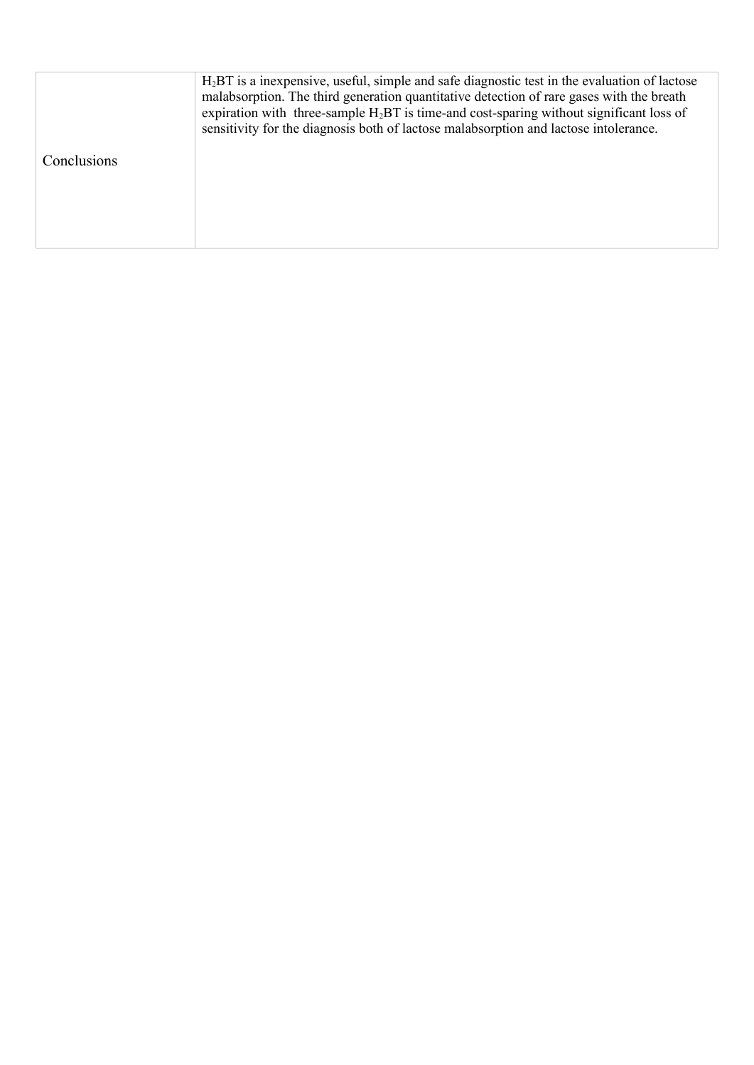| | |
|---|---|
| Conclusions | $H_2BT$ is a inexpensive, useful, simple and safe diagnostic test in the evaluation of lactose malabsorption. The third generation quantitative detection of rare gases with the breath expiration with three-sample $H_2BT$ is time-and cost-sparing without significant loss of sensitivity for the diagnosis both of lactose malabsorption and lactose intolerance. |